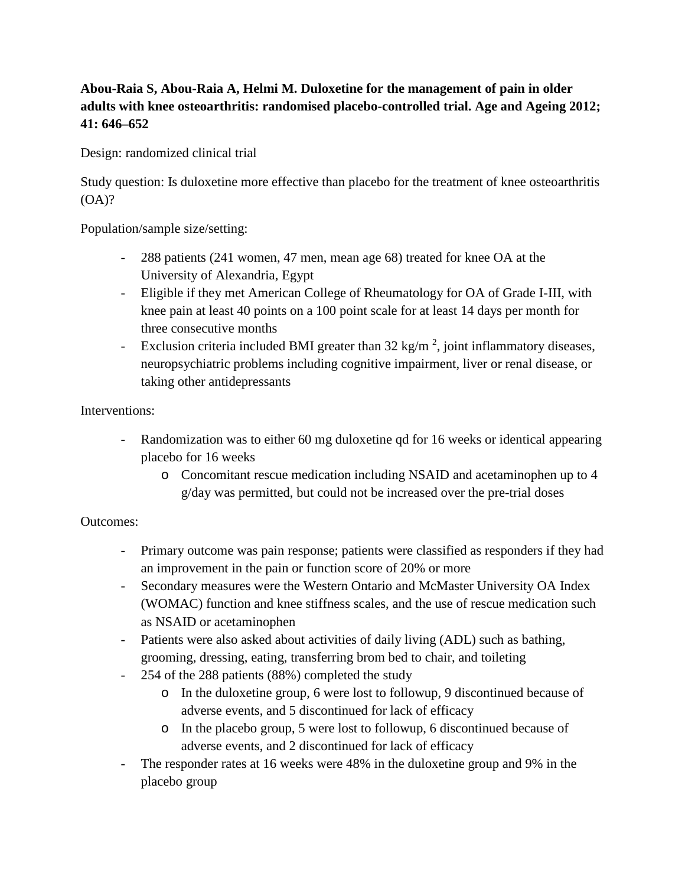**Abou-Raia S, Abou-Raia A, Helmi M. Duloxetine for the management of pain in older adults with knee osteoarthritis: randomised placebo-controlled trial. Age and Ageing 2012; 41: 646–652**

Design: randomized clinical trial

Study question: Is duloxetine more effective than placebo for the treatment of knee osteoarthritis (OA)?

Population/sample size/setting:

- 288 patients (241 women, 47 men, mean age 68) treated for knee OA at the University of Alexandria, Egypt
- Eligible if they met American College of Rheumatology for OA of Grade I-III, with knee pain at least 40 points on a 100 point scale for at least 14 days per month for three consecutive months
- Exclusion criteria included BMI greater than 32 kg/m $^2$, joint inflammatory diseases, neuropsychiatric problems including cognitive impairment, liver or renal disease, or taking other antidepressants

Interventions:

- Randomization was to either 60 mg duloxetine qd for 16 weeks or identical appearing placebo for 16 weeks
  - Concomitant rescue medication including NSAID and acetaminophen up to 4 g/day was permitted, but could not be increased over the pre-trial doses

Outcomes:

- Primary outcome was pain response; patients were classified as responders if they had an improvement in the pain or function score of 20% or more
- Secondary measures were the Western Ontario and McMaster University OA Index (WOMAC) function and knee stiffness scales, and the use of rescue medication such as NSAID or acetaminophen
- Patients were also asked about activities of daily living (ADL) such as bathing, grooming, dressing, eating, transferring brom bed to chair, and toileting
- 254 of the 288 patients (88%) completed the study
  - In the duloxetine group, 6 were lost to followup, 9 discontinued because of adverse events, and 5 discontinued for lack of efficacy
  - In the placebo group, 5 were lost to followup, 6 discontinued because of adverse events, and 2 discontinued for lack of efficacy
- The responder rates at 16 weeks were 48% in the duloxetine group and 9% in the placebo group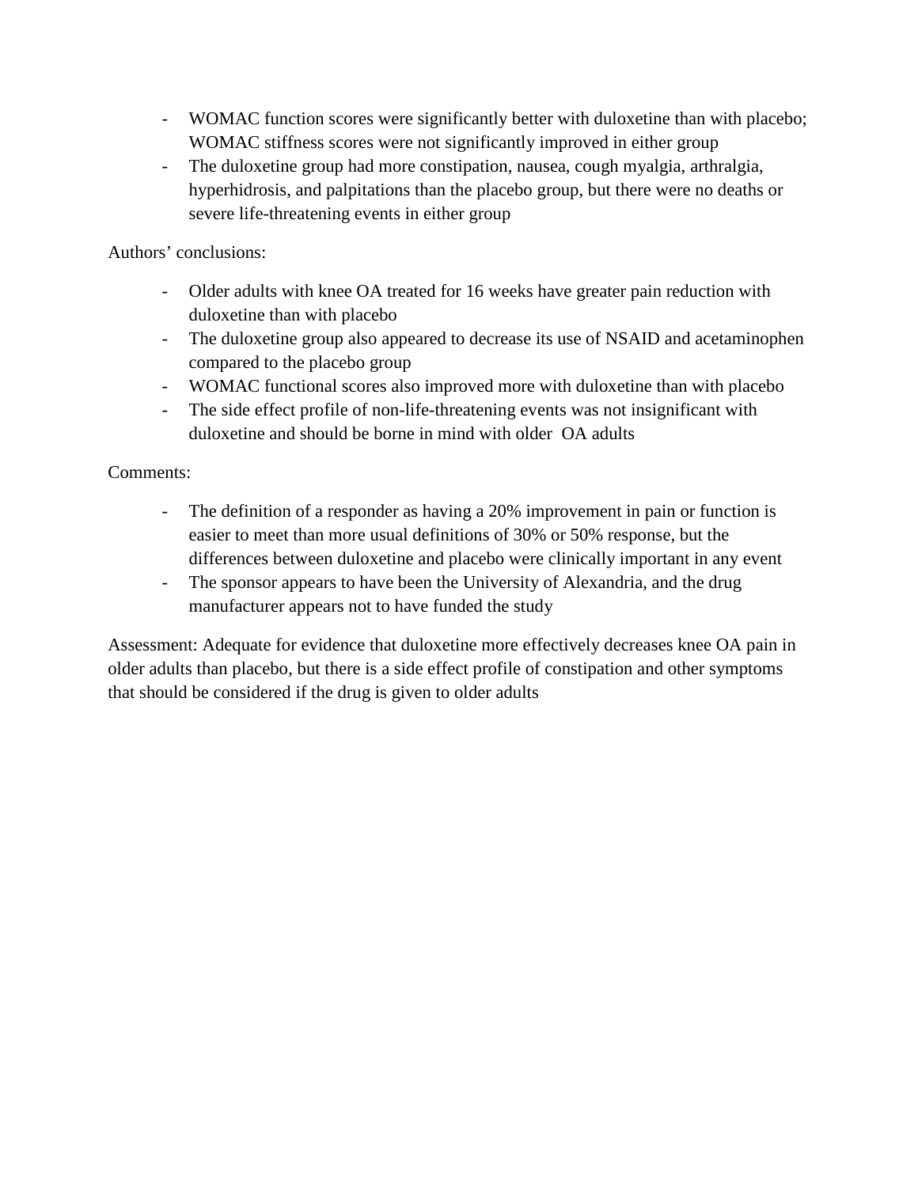- WOMAC function scores were significantly better with duloxetine than with placebo; WOMAC stiffness scores were not significantly improved in either group
- The duloxetine group had more constipation, nausea, cough myalgia, arthralgia, hyperhidrosis, and palpitations than the placebo group, but there were no deaths or severe life-threatening events in either group

Authors' conclusions:

- Older adults with knee OA treated for 16 weeks have greater pain reduction with duloxetine than with placebo
- The duloxetine group also appeared to decrease its use of NSAID and acetaminophen compared to the placebo group
- WOMAC functional scores also improved more with duloxetine than with placebo
- The side effect profile of non-life-threatening events was not insignificant with duloxetine and should be borne in mind with older OA adults

Comments:

- The definition of a responder as having a 20% improvement in pain or function is easier to meet than more usual definitions of 30% or 50% response, but the differences between duloxetine and placebo were clinically important in any event
- The sponsor appears to have been the University of Alexandria, and the drug manufacturer appears not to have funded the study

Assessment: Adequate for evidence that duloxetine more effectively decreases knee OA pain in older adults than placebo, but there is a side effect profile of constipation and other symptoms that should be considered if the drug is given to older adults